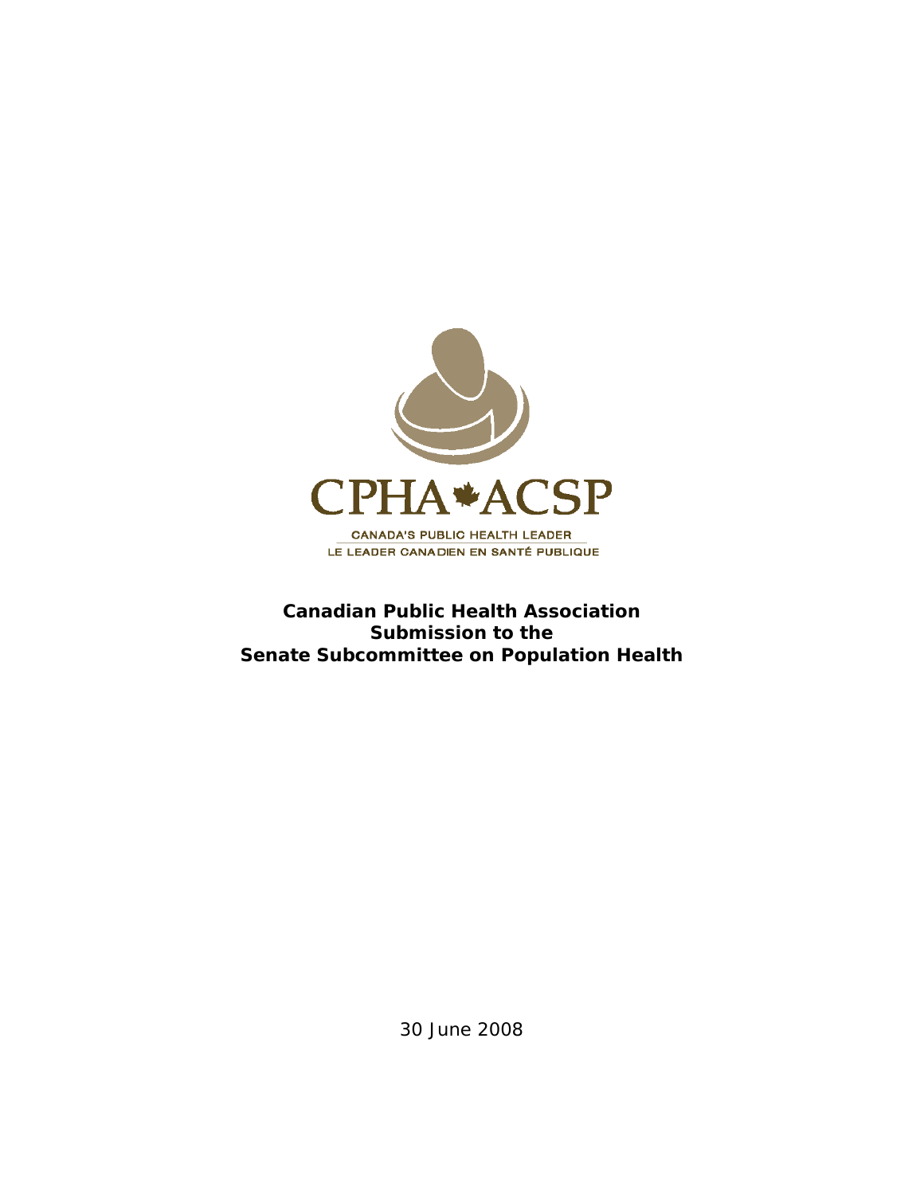CPHA ACSP

CANADA'S PUBLIC HEALTH LEADER
LE LEADER CANADIEN EN SANTÉ PUBLIQUE

**Canadian Public Health Association**
**Submission to the**
**Senate Subcommittee on Population Health**

30 June 2008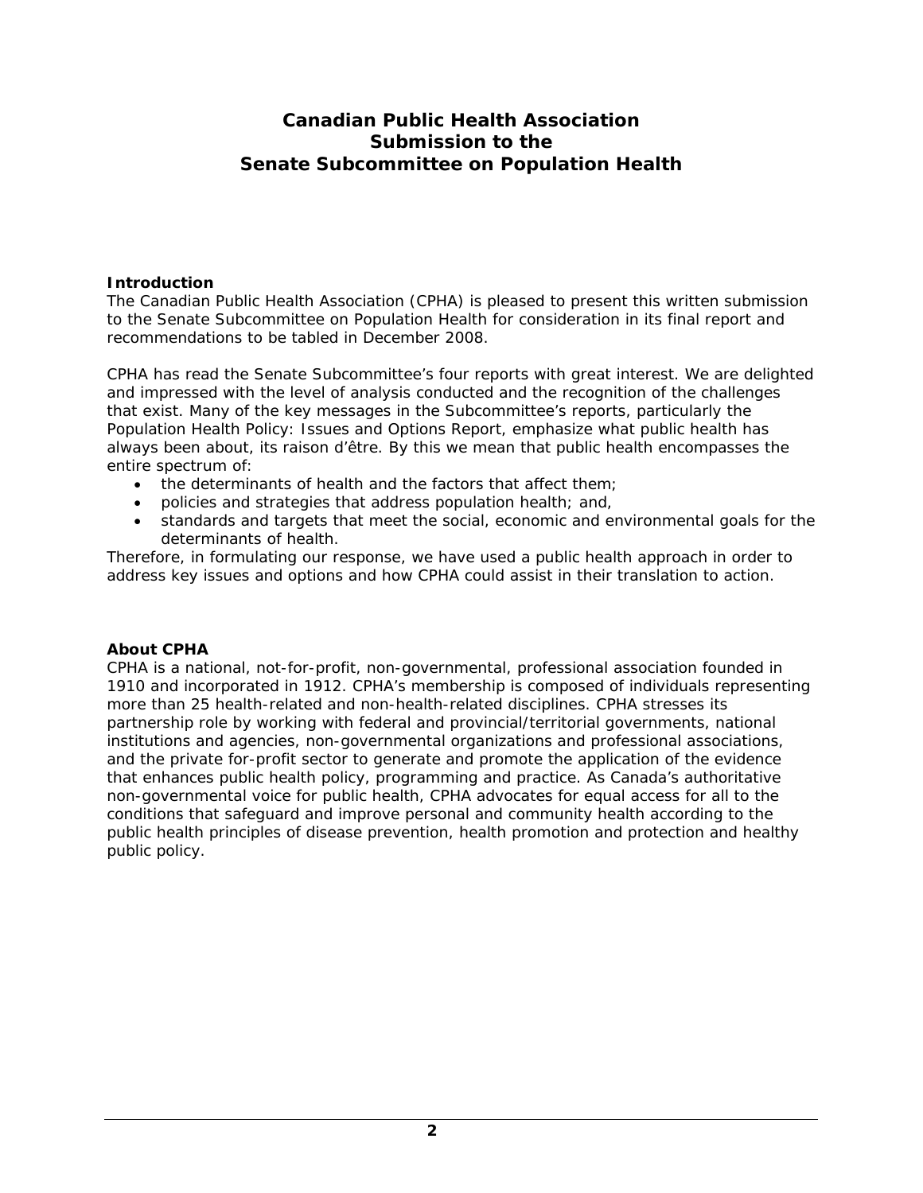# Canadian Public Health Association Submission to the Senate Subcommittee on Population Health

## Introduction

The Canadian Public Health Association (CPHA) is pleased to present this written submission to the Senate Subcommittee on Population Health for consideration in its final report and recommendations to be tabled in December 2008.

CPHA has read the Senate Subcommittee's four reports with great interest. We are delighted and impressed with the level of analysis conducted and the recognition of the challenges that exist. Many of the key messages in the Subcommittee's reports, particularly the Population Health Policy: Issues and Options Report, emphasize what public health has always been about, its raison d'être. By this we mean that public health encompasses the entire spectrum of:

- the determinants of health and the factors that affect them;
- policies and strategies that address population health; and,
- standards and targets that meet the social, economic and environmental goals for the determinants of health.

Therefore, in formulating our response, we have used a public health approach in order to address key issues and options and how CPHA could assist in their translation to action.

## About CPHA

CPHA is a national, not-for-profit, non-governmental, professional association founded in 1910 and incorporated in 1912. CPHA's membership is composed of individuals representing more than 25 health-related and non-health-related disciplines. CPHA stresses its partnership role by working with federal and provincial/territorial governments, national institutions and agencies, non-governmental organizations and professional associations, and the private for-profit sector to generate and promote the application of the evidence that enhances public health policy, programming and practice. As Canada's authoritative non-governmental voice for public health, CPHA advocates for equal access for all to the conditions that safeguard and improve personal and community health according to the public health principles of disease prevention, health promotion and protection and healthy public policy.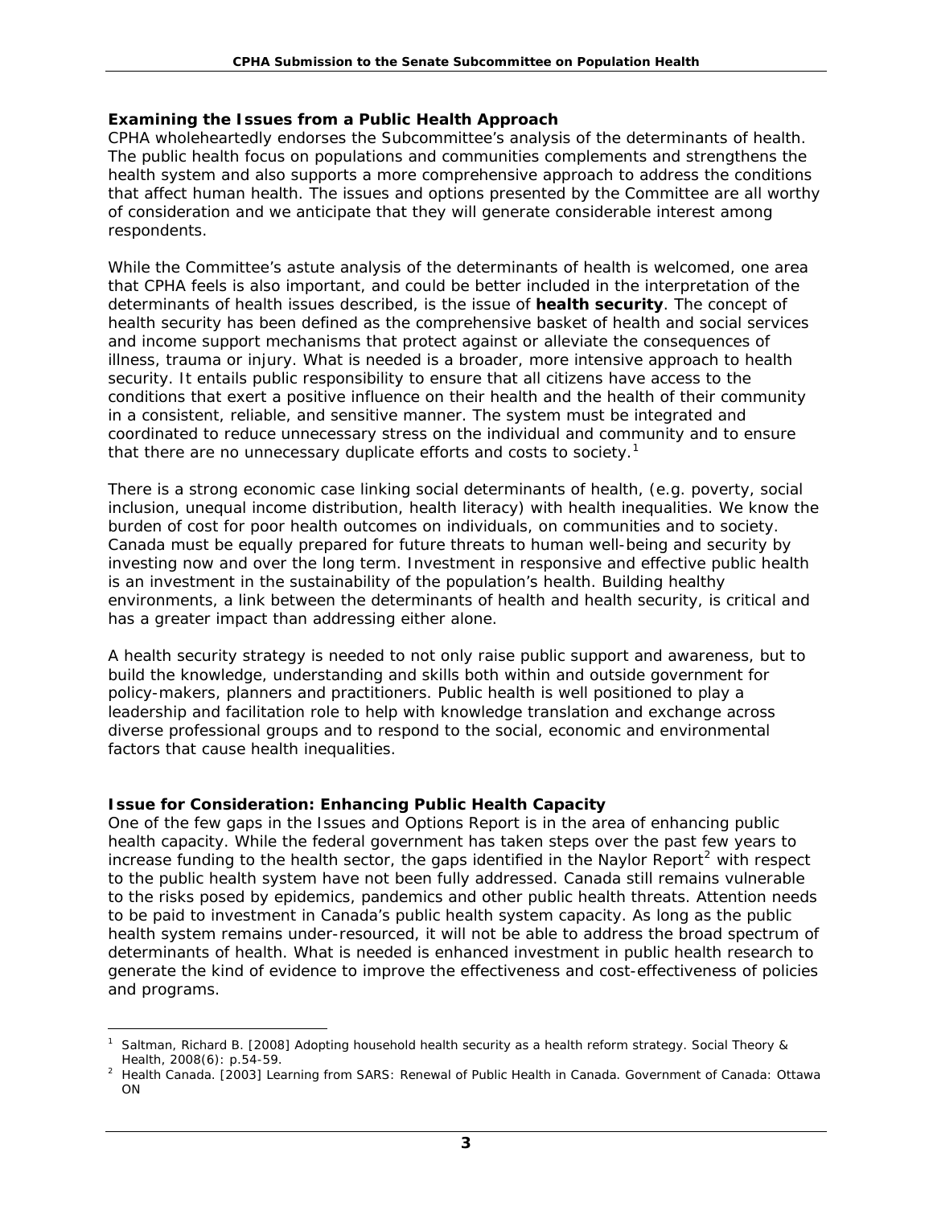**Examining the Issues from a Public Health Approach**

CPHA wholeheartedly endorses the Subcommittee's analysis of the determinants of health. The public health focus on populations and communities complements and strengthens the health system and also supports a more comprehensive approach to address the conditions that affect human health. The issues and options presented by the Committee are all worthy of consideration and we anticipate that they will generate considerable interest among respondents.

While the Committee's astute analysis of the determinants of health is welcomed, one area that CPHA feels is also important, and could be better included in the interpretation of the determinants of health issues described, is the issue of **health security**. The concept of health security has been defined as the comprehensive basket of health and social services and income support mechanisms that protect against or alleviate the consequences of illness, trauma or injury. What is needed is a broader, more intensive approach to health security. It entails public responsibility to ensure that all citizens have access to the conditions that exert a positive influence on their health and the health of their community in a consistent, reliable, and sensitive manner. The system must be integrated and coordinated to reduce unnecessary stress on the individual and community and to ensure that there are no unnecessary duplicate efforts and costs to society.[1]

There is a strong economic case linking social determinants of health, (e.g. poverty, social inclusion, unequal income distribution, health literacy) with health inequalities. We know the burden of cost for poor health outcomes on individuals, on communities and to society. Canada must be equally prepared for future threats to human well-being and security by investing now and over the long term. Investment in responsive and effective public health is an investment in the sustainability of the population's health. Building healthy environments, a link between the determinants of health and health security, is critical and has a greater impact than addressing either alone.

A health security strategy is needed to not only raise public support and awareness, but to build the knowledge, understanding and skills both within and outside government for policy-makers, planners and practitioners. Public health is well positioned to play a leadership and facilitation role to help with knowledge translation and exchange across diverse professional groups and to respond to the social, economic and environmental factors that cause health inequalities.

**Issue for Consideration: Enhancing Public Health Capacity**

One of the few gaps in the Issues and Options Report is in the area of enhancing public health capacity. While the federal government has taken steps over the past few years to increase funding to the health sector, the gaps identified in the Naylor Report[2] with respect to the public health system have not been fully addressed. Canada still remains vulnerable to the risks posed by epidemics, pandemics and other public health threats. Attention needs to be paid to investment in Canada's public health system capacity. As long as the public health system remains under-resourced, it will not be able to address the broad spectrum of determinants of health. What is needed is enhanced investment in public health research to generate the kind of evidence to improve the effectiveness and cost-effectiveness of policies and programs.

---

[1] Saltman, Richard B. [2008] Adopting household health security as a health reform strategy. Social Theory & Health, 2008(6): p.54-59.

[2] Health Canada. [2003] Learning from SARS: Renewal of Public Health in Canada. Government of Canada: Ottawa ON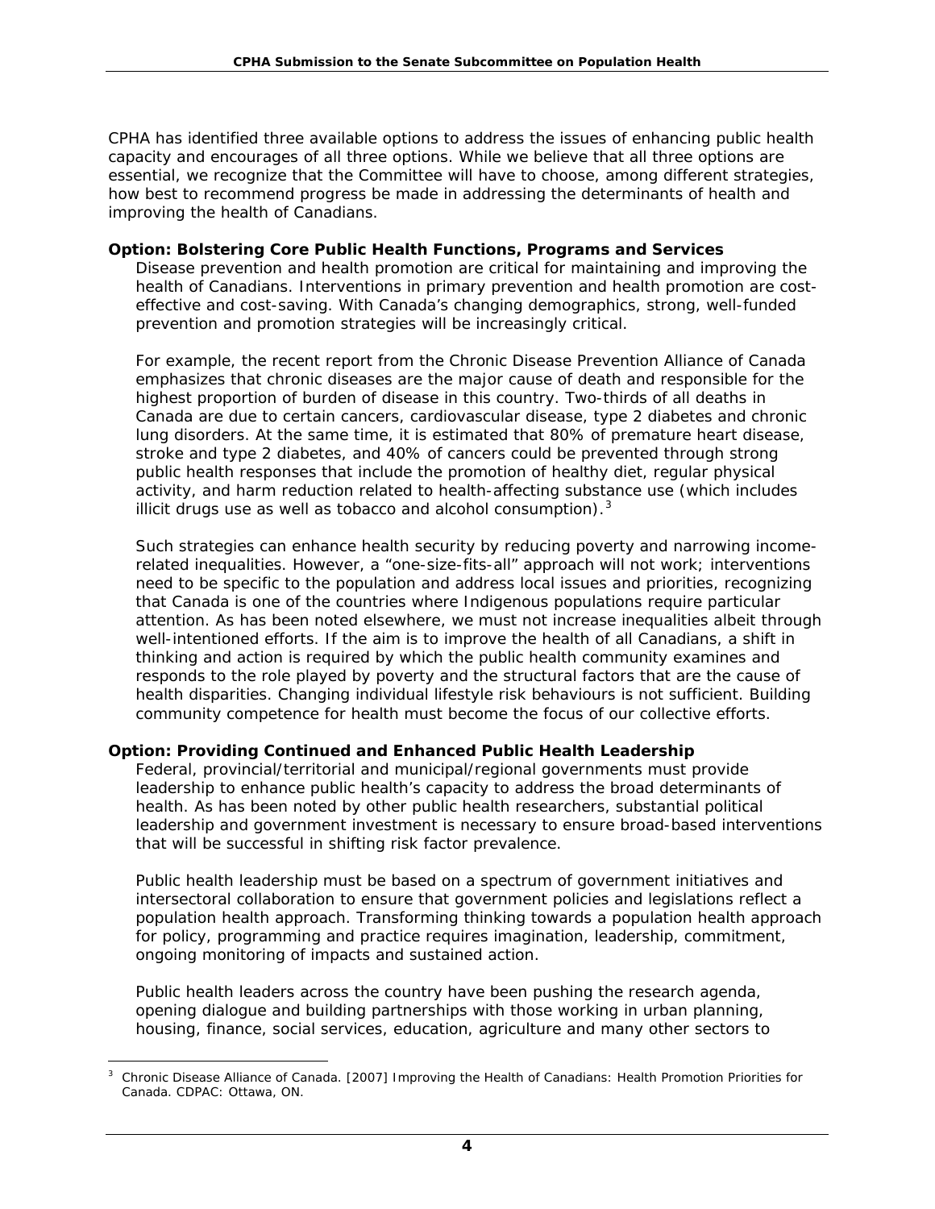CPHA has identified three available options to address the issues of enhancing public health capacity and encourages of all three options. While we believe that all three options are essential, we recognize that the Committee will have to choose, among different strategies, how best to recommend progress be made in addressing the determinants of health and improving the health of Canadians.

**Option: Bolstering Core Public Health Functions, Programs and Services**

Disease prevention and health promotion are critical for maintaining and improving the health of Canadians. Interventions in primary prevention and health promotion are cost-effective and cost-saving. With Canada's changing demographics, strong, well-funded prevention and promotion strategies will be increasingly critical.

For example, the recent report from the Chronic Disease Prevention Alliance of Canada emphasizes that chronic diseases are the major cause of death and responsible for the highest proportion of burden of disease in this country. Two-thirds of all deaths in Canada are due to certain cancers, cardiovascular disease, type 2 diabetes and chronic lung disorders. At the same time, it is estimated that 80% of premature heart disease, stroke and type 2 diabetes, and 40% of cancers could be prevented through strong public health responses that include the promotion of healthy diet, regular physical activity, and harm reduction related to health-affecting substance use (which includes illicit drugs use as well as tobacco and alcohol consumption).[3]

Such strategies can enhance health security by reducing poverty and narrowing income-related inequalities. However, a "one-size-fits-all" approach will not work; interventions need to be specific to the population and address local issues and priorities, recognizing that Canada is one of the countries where Indigenous populations require particular attention. As has been noted elsewhere, we must not increase inequalities albeit through well-intentioned efforts. If the aim is to improve the health of all Canadians, a shift in thinking and action is required by which the public health community examines and responds to the role played by poverty and the structural factors that are the cause of health disparities. Changing individual lifestyle risk behaviours is not sufficient. Building community competence for health must become the focus of our collective efforts.

**Option: Providing Continued and Enhanced Public Health Leadership**

Federal, provincial/territorial and municipal/regional governments must provide leadership to enhance public health's capacity to address the broad determinants of health. As has been noted by other public health researchers, substantial political leadership and government investment is necessary to ensure broad-based interventions that will be successful in shifting risk factor prevalence.

Public health leadership must be based on a spectrum of government initiatives and intersectoral collaboration to ensure that government policies and legislations reflect a population health approach. Transforming thinking towards a population health approach for policy, programming and practice requires imagination, leadership, commitment, ongoing monitoring of impacts and sustained action.

Public health leaders across the country have been pushing the research agenda, opening dialogue and building partnerships with those working in urban planning, housing, finance, social services, education, agriculture and many other sectors to

[3] Chronic Disease Alliance of Canada. [2007] Improving the Health of Canadians: Health Promotion Priorities for Canada. CDPAC: Ottawa, ON.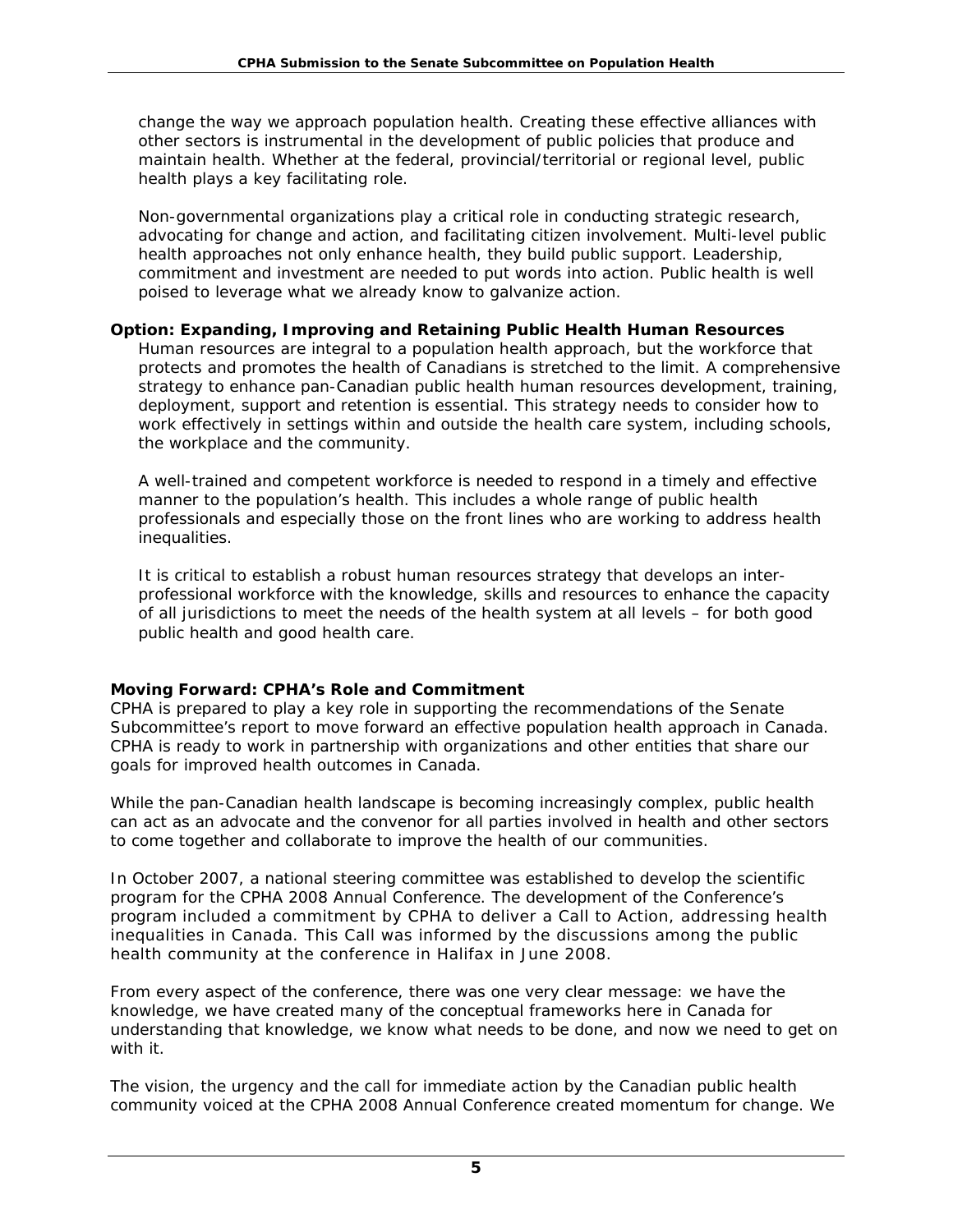change the way we approach population health. Creating these effective alliances with other sectors is instrumental in the development of public policies that produce and maintain health. Whether at the federal, provincial/territorial or regional level, public health plays a key facilitating role.

Non-governmental organizations play a critical role in conducting strategic research, advocating for change and action, and facilitating citizen involvement. Multi-level public health approaches not only enhance health, they build public support. Leadership, commitment and investment are needed to put words into action. Public health is well poised to leverage what we already know to galvanize action.

**Option: Expanding, Improving and Retaining Public Health Human Resources**

Human resources are integral to a population health approach, but the workforce that protects and promotes the health of Canadians is stretched to the limit. A comprehensive strategy to enhance pan-Canadian public health human resources development, training, deployment, support and retention is essential. This strategy needs to consider how to work effectively in settings within and outside the health care system, including schools, the workplace and the community.

A well-trained and competent workforce is needed to respond in a timely and effective manner to the population's health. This includes a whole range of public health professionals and especially those on the front lines who are working to address health inequalities.

It is critical to establish a robust human resources strategy that develops an inter-professional workforce with the knowledge, skills and resources to enhance the capacity of all jurisdictions to meet the needs of the health system at all levels – for both good public health and good health care.

**Moving Forward: CPHA's Role and Commitment**

CPHA is prepared to play a key role in supporting the recommendations of the Senate Subcommittee's report to move forward an effective population health approach in Canada. CPHA is ready to work in partnership with organizations and other entities that share our goals for improved health outcomes in Canada.

While the pan-Canadian health landscape is becoming increasingly complex, public health can act as an advocate and the convenor for all parties involved in health and other sectors to come together and collaborate to improve the health of our communities.

In October 2007, a national steering committee was established to develop the scientific program for the CPHA 2008 Annual Conference. The development of the Conference's program included a commitment by CPHA to deliver a Call to Action, addressing health inequalities in Canada. This Call was informed by the discussions among the public health community at the conference in Halifax in June 2008.

From every aspect of the conference, there was one very clear message: we have the knowledge, we have created many of the conceptual frameworks here in Canada for understanding that knowledge, we know what needs to be done, and now we need to get on with it.

The vision, the urgency and the call for immediate action by the Canadian public health community voiced at the CPHA 2008 Annual Conference created momentum for change. We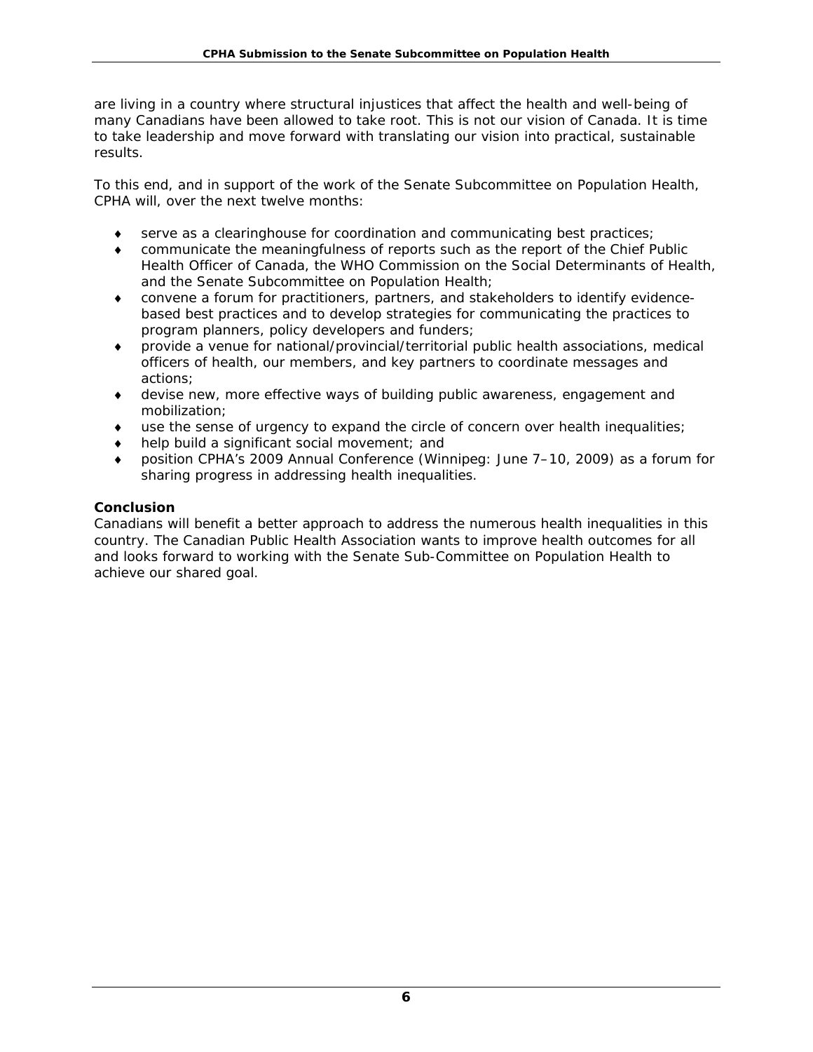are living in a country where structural injustices that affect the health and well-being of many Canadians have been allowed to take root. This is not our vision of Canada. It is time to take leadership and move forward with translating our vision into practical, sustainable results.

To this end, and in support of the work of the Senate Subcommittee on Population Health, CPHA will, over the next twelve months:

- serve as a clearinghouse for coordination and communicating best practices;
- communicate the meaningfulness of reports such as the report of the Chief Public Health Officer of Canada, the WHO Commission on the Social Determinants of Health, and the Senate Subcommittee on Population Health;
- convene a forum for practitioners, partners, and stakeholders to identify evidence-based best practices and to develop strategies for communicating the practices to program planners, policy developers and funders;
- provide a venue for national/provincial/territorial public health associations, medical officers of health, our members, and key partners to coordinate messages and actions;
- devise new, more effective ways of building public awareness, engagement and mobilization;
- use the sense of urgency to expand the circle of concern over health inequalities;
- help build a significant social movement; and
- position CPHA's 2009 Annual Conference (Winnipeg: June 7–10, 2009) as a forum for sharing progress in addressing health inequalities.

**Conclusion**

Canadians will benefit a better approach to address the numerous health inequalities in this country. The Canadian Public Health Association wants to improve health outcomes for all and looks forward to working with the Senate Sub-Committee on Population Health to achieve our shared goal.